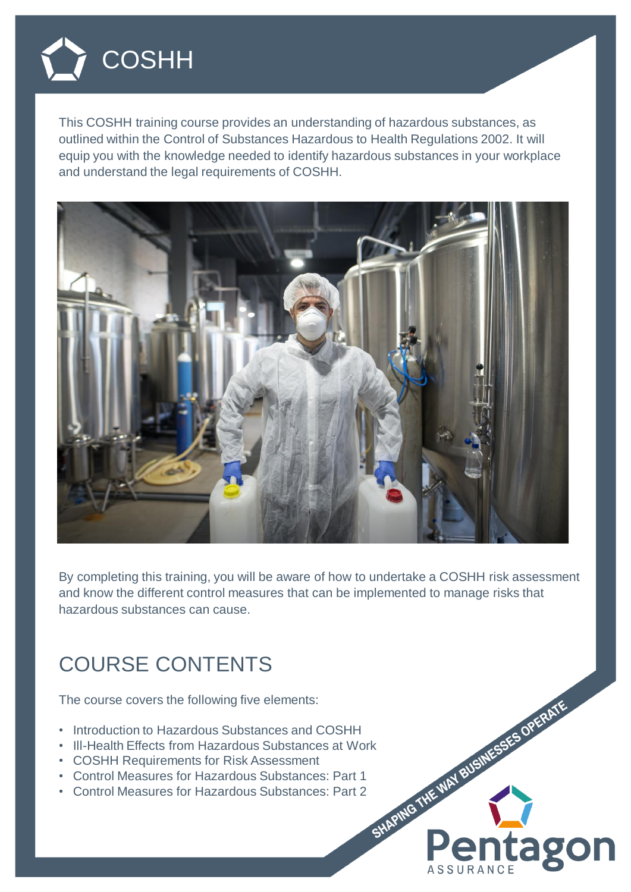# COSHH

This COSHH training course provides an understanding of hazardous substances, as outlined within the Control of Substances Hazardous to Health Regulations 2002. It will equip you with the knowledge needed to identify hazardous substances in your workplace and understand the legal requirements of COSHH.

By completing this training, you will be aware of how to undertake a COSHH risk assessment and know the different control measures that can be implemented to manage risks that hazardous substances can cause.

## COURSE CONTENTS

The course covers the following five elements:

- Introduction to Hazardous Substances and COSHH
- Ill-Health Effects from Hazardous Substances at Work
- COSHH Requirements for Risk Assessment
- Control Measures for Hazardous Substances: Part 1
- Control Measures for Hazardous Substances: Part 2

SHAPING THE WAY BUSINESSES OPERATE

Pentagon ASSURANCE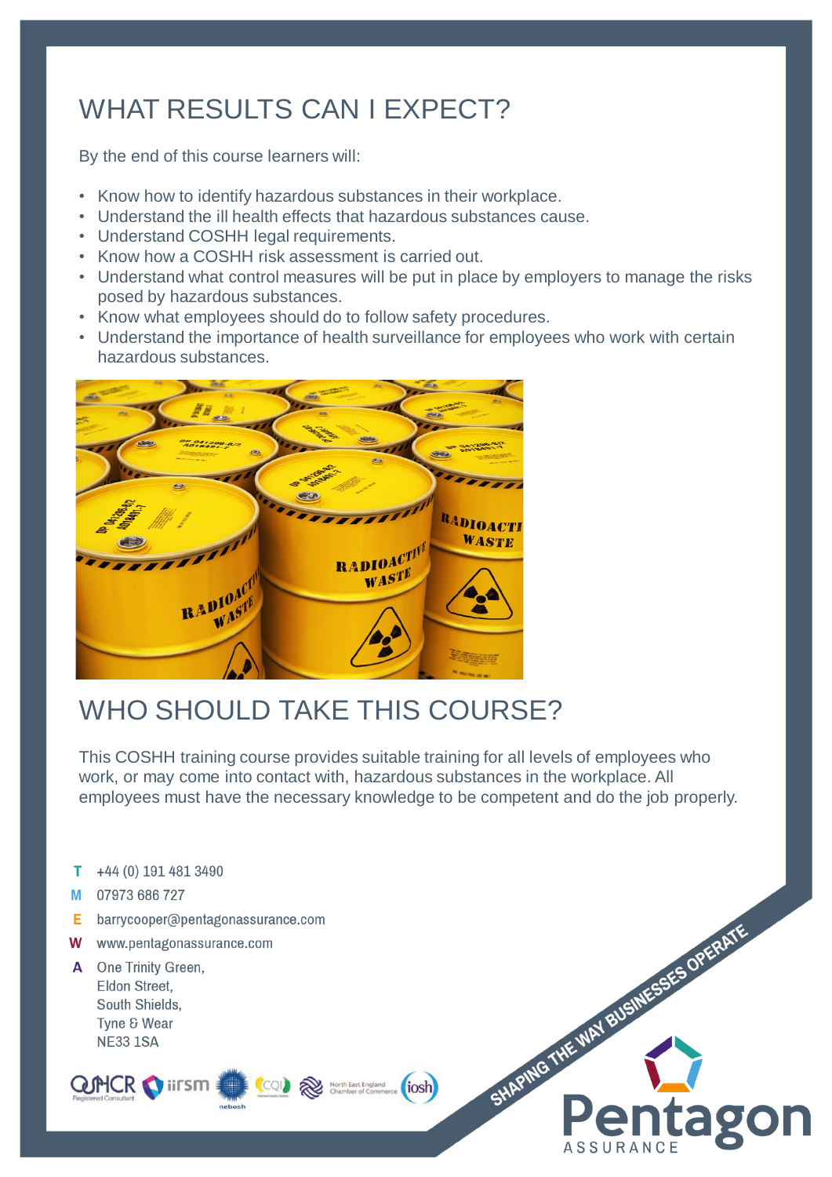# WHAT RESULTS CAN I EXPECT?

By the end of this course learners will:

- Know how to identify hazardous substances in their workplace.
- Understand the ill health effects that hazardous substances cause.
- Understand COSHH legal requirements.
- Know how a COSHH risk assessment is carried out.
- Understand what control measures will be put in place by employers to manage the risks posed by hazardous substances.
- Know what employees should do to follow safety procedures.
- Understand the importance of health surveillance for employees who work with certain hazardous substances.

# WHO SHOULD TAKE THIS COURSE?

This COSHH training course provides suitable training for all levels of employees who work, or may come into contact with, hazardous substances in the workplace. All employees must have the necessary knowledge to be competent and do the job properly.

**T** +44 (0) 191 481 3490

**M** 07973 686 727

**E** barrycooper@pentagonassurance.com

**W** www.pentagonassurance.com

**A** One Trinity Green,
Eldon Street,
South Shields,
Tyne & Wear
NE33 1SA

SHAPING THE WAY BUSINESSES OPERATE

Pentagon ASSURANCE